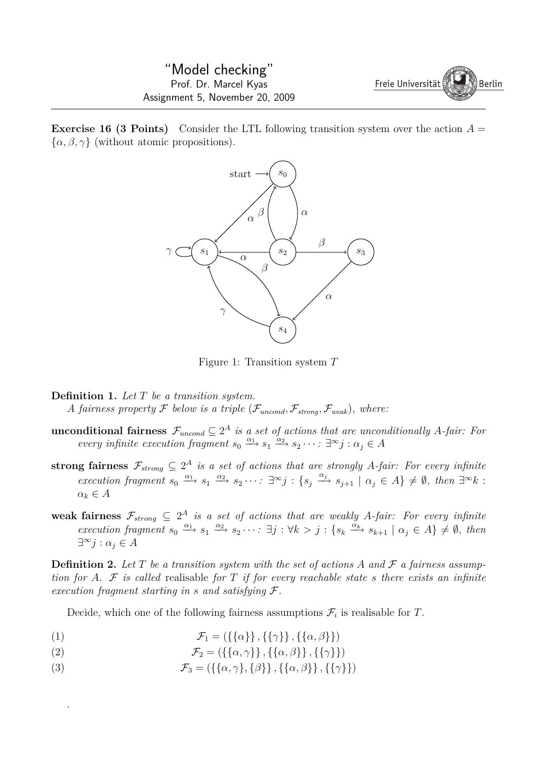"Model checking"
Prof. Dr. Marcel Kyas
Assignment 5, November 20, 2009

**Exercise 16 (3 Points)** Consider the LTL following transition system over the action $A = \{\alpha, \beta, \gamma\}$ (without atomic propositions).

Figure 1: Transition system $T$

**Definition 1.** *Let $T$ be a transition system.*
*A fairness property $\mathcal{F}$ below is a triple $(\mathcal{F}_{uncond}, \mathcal{F}_{strong}, \mathcal{F}_{weak})$, where:*

**unconditional fairness** $\mathcal{F}_{uncond} \subseteq 2^A$ *is a set of actions that are unconditionally A-fair: For every infinite execution fragment $s_0 \xrightarrow{\alpha_1} s_1 \xrightarrow{\alpha_2} s_2 \cdots$: $\exists^\infty j : \alpha_j \in A$*

**strong fairness** $\mathcal{F}_{strong} \subseteq 2^A$ *is a set of actions that are strongly A-fair: For every infinite execution fragment $s_0 \xrightarrow{\alpha_1} s_1 \xrightarrow{\alpha_2} s_2 \cdots$: $\exists^\infty j : \{s_j \xrightarrow{\alpha_j} s_{j+1} \mid \alpha_j \in A\} \neq \emptyset$, then $\exists^\infty k : \alpha_k \in A$*

**weak fairness** $\mathcal{F}_{strong} \subseteq 2^A$ *is a set of actions that are weakly A-fair: For every infinite execution fragment $s_0 \xrightarrow{\alpha_1} s_1 \xrightarrow{\alpha_2} s_2 \cdots$: $\exists j : \forall k > j : \{s_k \xrightarrow{\alpha_k} s_{k+1} \mid \alpha_j \in A\} \neq \emptyset$, then $\exists^\infty j : \alpha_j \in A$*

**Definition 2.** *Let $T$ be a transition system with the set of actions $A$ and $\mathcal{F}$ a fairness assumption for A. $\mathcal{F}$ is called* realisable *for $T$ if for every reachable state $s$ there exists an infinite execution fragment starting in $s$ and satisfying $\mathcal{F}$.*

Decide, which one of the following fairness assumptions $\mathcal{F}_i$ is realisable for $T$.

$$\mathcal{F}_1 = (\{\{\alpha\}\}, \{\{\gamma\}\}, \{\{\alpha, \beta\}\}) \tag{1}$$

$$\mathcal{F}_2 = (\{\{\alpha, \gamma\}\}, \{\{\alpha, \beta\}\}, \{\{\gamma\}\}) \tag{2}$$

$$\mathcal{F}_3 = (\{\{\alpha, \gamma\}, \{\beta\}\}, \{\{\alpha, \beta\}\}, \{\{\gamma\}\}) \tag{3}$$

.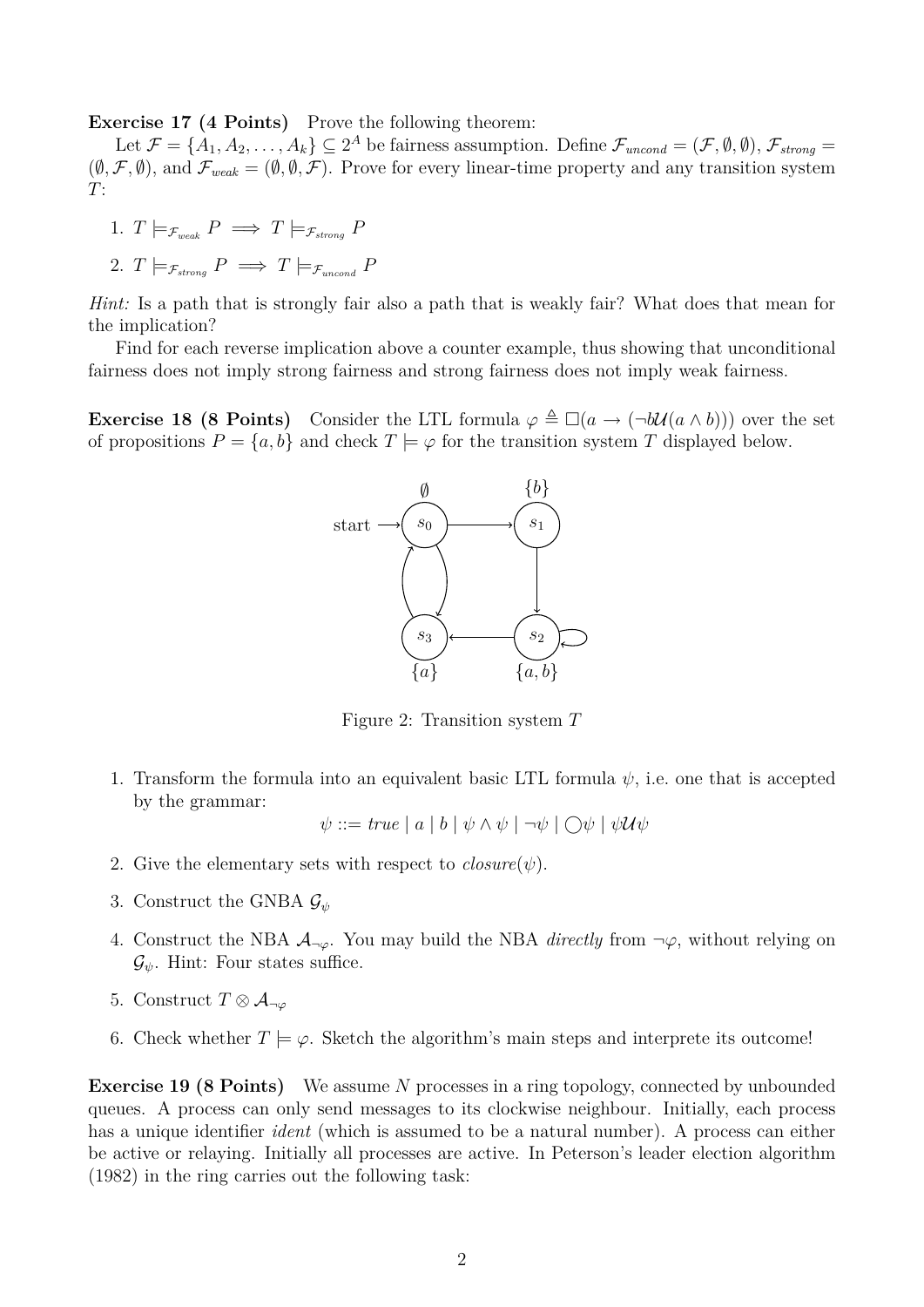**Exercise 17 (4 Points)** Prove the following theorem:

Let $\mathcal{F} = \{A_1, A_2, \ldots, A_k\} \subseteq 2^A$ be fairness assumption. Define $\mathcal{F}_{uncond} = (\mathcal{F}, \emptyset, \emptyset)$, $\mathcal{F}_{strong} = (\emptyset, \mathcal{F}, \emptyset)$, and $\mathcal{F}_{weak} = (\emptyset, \emptyset, \mathcal{F})$. Prove for every linear-time property and any transition system $T$:

1. $T \models_{\mathcal{F}_{weak}} P \implies T \models_{\mathcal{F}_{strong}} P$
2. $T \models_{\mathcal{F}_{strong}} P \implies T \models_{\mathcal{F}_{uncond}} P$

*Hint:* Is a path that is strongly fair also a path that is weakly fair? What does that mean for the implication?

Find for each reverse implication above a counter example, thus showing that unconditional fairness does not imply strong fairness and strong fairness does not imply weak fairness.

**Exercise 18 (8 Points)** Consider the LTL formula $\varphi \triangleq \Box(a \rightarrow (\neg b \mathcal{U} (a \wedge b)))$ over the set of propositions $P = \{a, b\}$ and check $T \models \varphi$ for the transition system $T$ displayed below.

Figure 2: Transition system $T$

1. Transform the formula into an equivalent basic LTL formula $\psi$, i.e. one that is accepted by the grammar:
$$\psi ::= \mathit{true} \mid a \mid b \mid \psi \wedge \psi \mid \neg\psi \mid \bigcirc\psi \mid \psi \mathcal{U} \psi$$
2. Give the elementary sets with respect to $\mathit{closure}(\psi)$.
3. Construct the GNBA $\mathcal{G}_\psi$
4. Construct the NBA $\mathcal{A}_{\neg\varphi}$. You may build the NBA *directly* from $\neg\varphi$, without relying on $\mathcal{G}_\psi$. Hint: Four states suffice.
5. Construct $T \otimes \mathcal{A}_{\neg\varphi}$
6. Check whether $T \models \varphi$. Sketch the algorithm's main steps and interprete its outcome!

**Exercise 19 (8 Points)** We assume $N$ processes in a ring topology, connected by unbounded queues. A process can only send messages to its clockwise neighbour. Initially, each process has a unique identifier *ident* (which is assumed to be a natural number). A process can either be active or relaying. Initially all processes are active. In Peterson's leader election algorithm (1982) in the ring carries out the following task: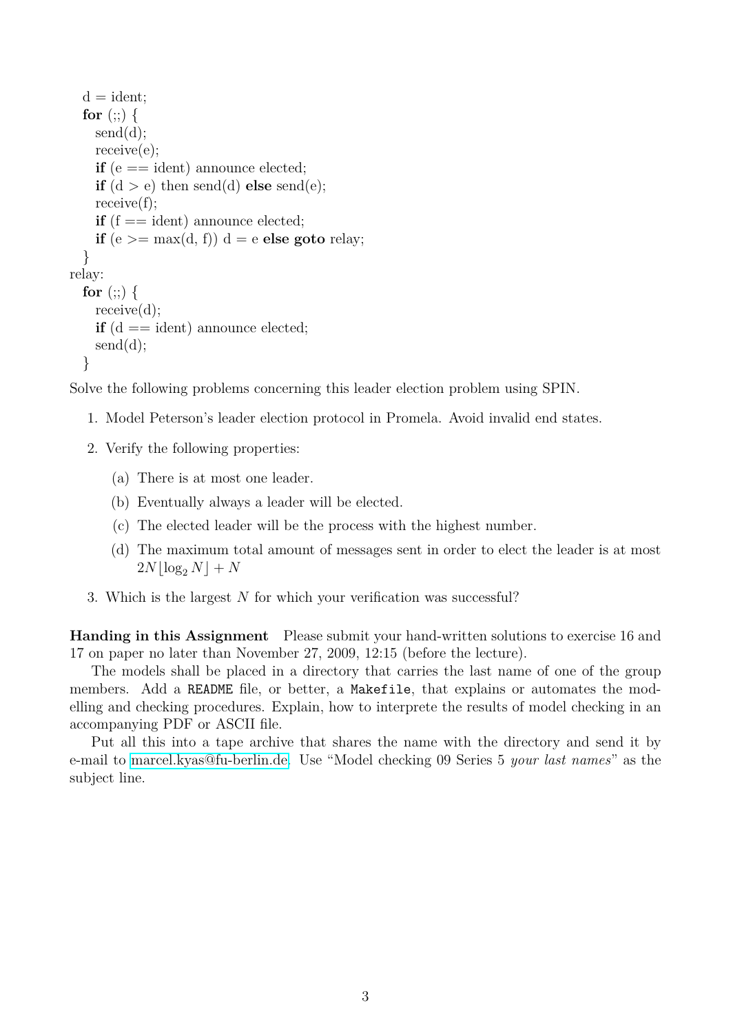```
  d = ident;
  for (;;) {
    send(d);
    receive(e);
    if (e == ident) announce elected;
    if (d > e) then send(d) else send(e);
    receive(f);
    if (f == ident) announce elected;
    if (e >= max(d, f)) d = e else goto relay;
  }
relay:
  for (;;) {
    receive(d);
    if (d == ident) announce elected;
    send(d);
  }
```

Solve the following problems concerning this leader election problem using SPIN.

1. Model Peterson's leader election protocol in Promela. Avoid invalid end states.
2. Verify the following properties:
   (a) There is at most one leader.
   (b) Eventually always a leader will be elected.
   (c) The elected leader will be the process with the highest number.
   (d) The maximum total amount of messages sent in order to elect the leader is at most $2N\lfloor \log_2 N \rfloor + N$
3. Which is the largest $N$ for which your verification was successful?

**Handing in this Assignment** Please submit your hand-written solutions to exercise 16 and 17 on paper no later than November 27, 2009, 12:15 (before the lecture).

The models shall be placed in a directory that carries the last name of one of the group members. Add a `README` file, or better, a `Makefile`, that explains or automates the modelling and checking procedures. Explain, how to interprete the results of model checking in an accompanying PDF or ASCII file.

Put all this into a tape archive that shares the name with the directory and send it by e-mail to marcel.kyas@fu-berlin.de. Use "Model checking 09 Series 5 *your last names*" as the subject line.